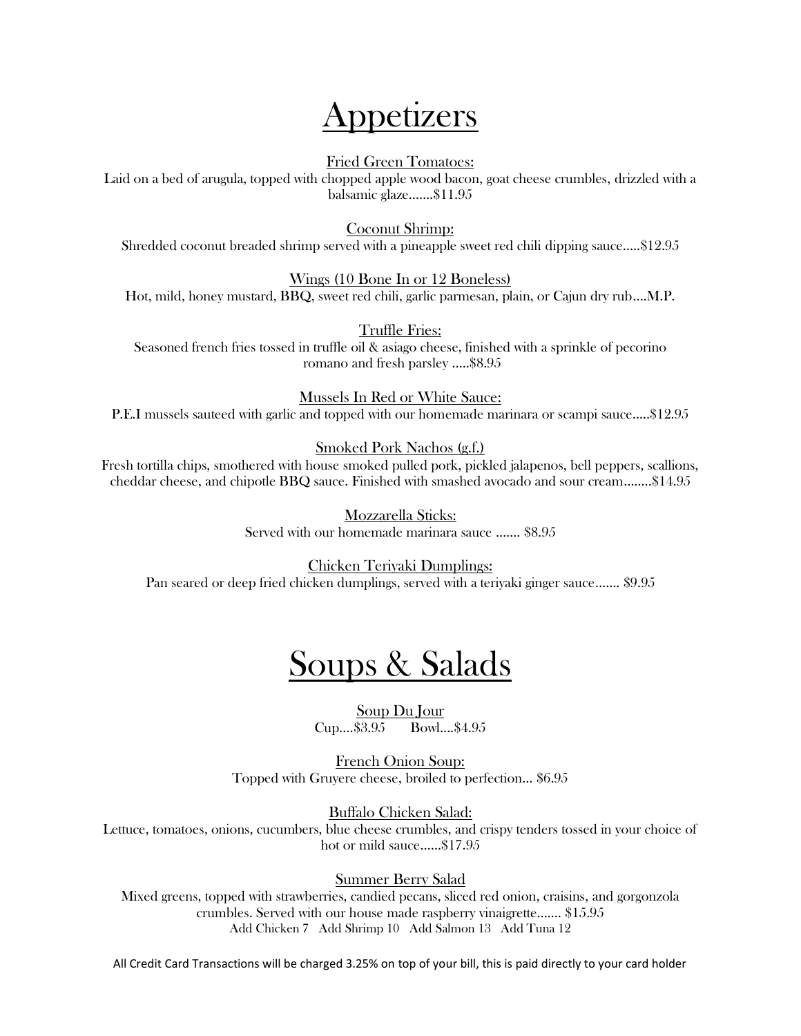# Appetizers

Fried Green Tomatoes:
Laid on a bed of arugula, topped with chopped apple wood bacon, goat cheese crumbles, drizzled with a balsamic glaze.......$11.95

Coconut Shrimp:
Shredded coconut breaded shrimp served with a pineapple sweet red chili dipping sauce.....$12.95

Wings (10 Bone In or 12 Boneless)
Hot, mild, honey mustard, BBQ, sweet red chili, garlic parmesan, plain, or Cajun dry rub....M.P.

Truffle Fries:
Seasoned french fries tossed in truffle oil & asiago cheese, finished with a sprinkle of pecorino romano and fresh parsley .....$8.95

Mussels In Red or White Sauce:
P.E.I mussels sauteed with garlic and topped with our homemade marinara or scampi sauce.....$12.95

Smoked Pork Nachos (g.f.)
Fresh tortilla chips, smothered with house smoked pulled pork, pickled jalapenos, bell peppers, scallions, cheddar cheese, and chipotle BBQ sauce. Finished with smashed avocado and sour cream........$14.95

Mozzarella Sticks:
Served with our homemade marinara sauce ....... $8.95

Chicken Teriyaki Dumplings:
Pan seared or deep fried chicken dumplings, served with a teriyaki ginger sauce....... $9.95

# Soups & Salads

Soup Du Jour
Cup....$3.95 Bowl....$4.95

French Onion Soup:
Topped with Gruyere cheese, broiled to perfection... $6.95

Buffalo Chicken Salad:
Lettuce, tomatoes, onions, cucumbers, blue cheese crumbles, and crispy tenders tossed in your choice of hot or mild sauce......$17.95

Summer Berry Salad
Mixed greens, topped with strawberries, candied pecans, sliced red onion, craisins, and gorgonzola crumbles. Served with our house made raspberry vinaigrette....... $15.95
Add Chicken 7 Add Shrimp 10 Add Salmon 13 Add Tuna 12

All Credit Card Transactions will be charged 3.25% on top of your bill, this is paid directly to your card holder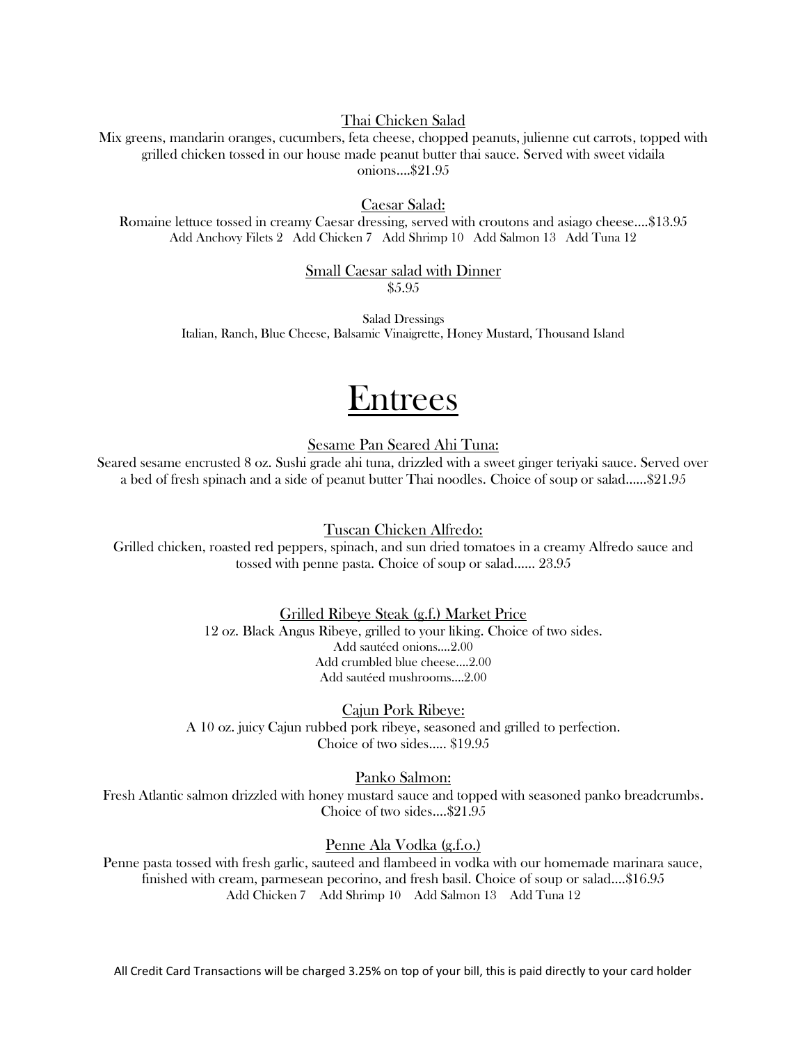Thai Chicken Salad

Mix greens, mandarin oranges, cucumbers, feta cheese, chopped peanuts, julienne cut carrots, topped with grilled chicken tossed in our house made peanut butter thai sauce. Served with sweet vidaila onions....$21.95

Caesar Salad:

Romaine lettuce tossed in creamy Caesar dressing, served with croutons and asiago cheese....$13.95
Add Anchovy Filets 2 Add Chicken 7 Add Shrimp 10 Add Salmon 13 Add Tuna 12

Small Caesar salad with Dinner
$5.95

Salad Dressings
Italian, Ranch, Blue Cheese, Balsamic Vinaigrette, Honey Mustard, Thousand Island

# Entrees

Sesame Pan Seared Ahi Tuna:

Seared sesame encrusted 8 oz. Sushi grade ahi tuna, drizzled with a sweet ginger teriyaki sauce. Served over a bed of fresh spinach and a side of peanut butter Thai noodles. Choice of soup or salad......$21.95

Tuscan Chicken Alfredo:

Grilled chicken, roasted red peppers, spinach, and sun dried tomatoes in a creamy Alfredo sauce and tossed with penne pasta. Choice of soup or salad...... 23.95

Grilled Ribeye Steak (g.f.) Market Price

12 oz. Black Angus Ribeye, grilled to your liking. Choice of two sides.
Add sautéed onions....2.00
Add crumbled blue cheese....2.00
Add sautéed mushrooms....2.00

Cajun Pork Ribeye:

A 10 oz. juicy Cajun rubbed pork ribeye, seasoned and grilled to perfection.
Choice of two sides..... $19.95

Panko Salmon:

Fresh Atlantic salmon drizzled with honey mustard sauce and topped with seasoned panko breadcrumbs.
Choice of two sides....$21.95

Penne Ala Vodka (g.f.o.)

Penne pasta tossed with fresh garlic, sauteed and flambeed in vodka with our homemade marinara sauce, finished with cream, parmesean pecorino, and fresh basil. Choice of soup or salad....$16.95
Add Chicken 7 Add Shrimp 10 Add Salmon 13 Add Tuna 12

All Credit Card Transactions will be charged 3.25% on top of your bill, this is paid directly to your card holder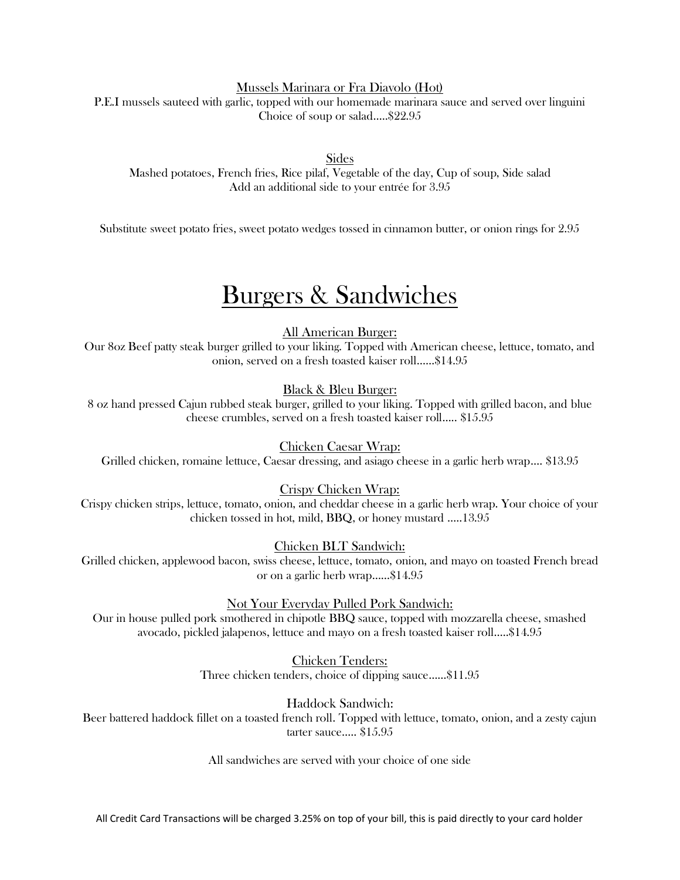Mussels Marinara or Fra Diavolo (Hot)

P.E.I mussels sauteed with garlic, topped with our homemade marinara sauce and served over linguini
Choice of soup or salad.....$22.95

Sides

Mashed potatoes, French fries, Rice pilaf, Vegetable of the day, Cup of soup, Side salad
Add an additional side to your entrée for 3.95

Substitute sweet potato fries, sweet potato wedges tossed in cinnamon butter, or onion rings for 2.95

# Burgers & Sandwiches

All American Burger:

Our 8oz Beef patty steak burger grilled to your liking. Topped with American cheese, lettuce, tomato, and onion, served on a fresh toasted kaiser roll......$14.95

Black & Bleu Burger:

8 oz hand pressed Cajun rubbed steak burger, grilled to your liking. Topped with grilled bacon, and blue cheese crumbles, served on a fresh toasted kaiser roll..... $15.95

Chicken Caesar Wrap:

Grilled chicken, romaine lettuce, Caesar dressing, and asiago cheese in a garlic herb wrap.... $13.95

Crispy Chicken Wrap:

Crispy chicken strips, lettuce, tomato, onion, and cheddar cheese in a garlic herb wrap. Your choice of your chicken tossed in hot, mild, BBQ, or honey mustard .....13.95

Chicken BLT Sandwich:

Grilled chicken, applewood bacon, swiss cheese, lettuce, tomato, onion, and mayo on toasted French bread or on a garlic herb wrap......$14.95

Not Your Everyday Pulled Pork Sandwich:

Our in house pulled pork smothered in chipotle BBQ sauce, topped with mozzarella cheese, smashed avocado, pickled jalapenos, lettuce and mayo on a fresh toasted kaiser roll.....$14.95

Chicken Tenders:

Three chicken tenders, choice of dipping sauce......$11.95

Haddock Sandwich:

Beer battered haddock fillet on a toasted french roll. Topped with lettuce, tomato, onion, and a zesty cajun tarter sauce..... $15.95

All sandwiches are served with your choice of one side

All Credit Card Transactions will be charged 3.25% on top of your bill, this is paid directly to your card holder